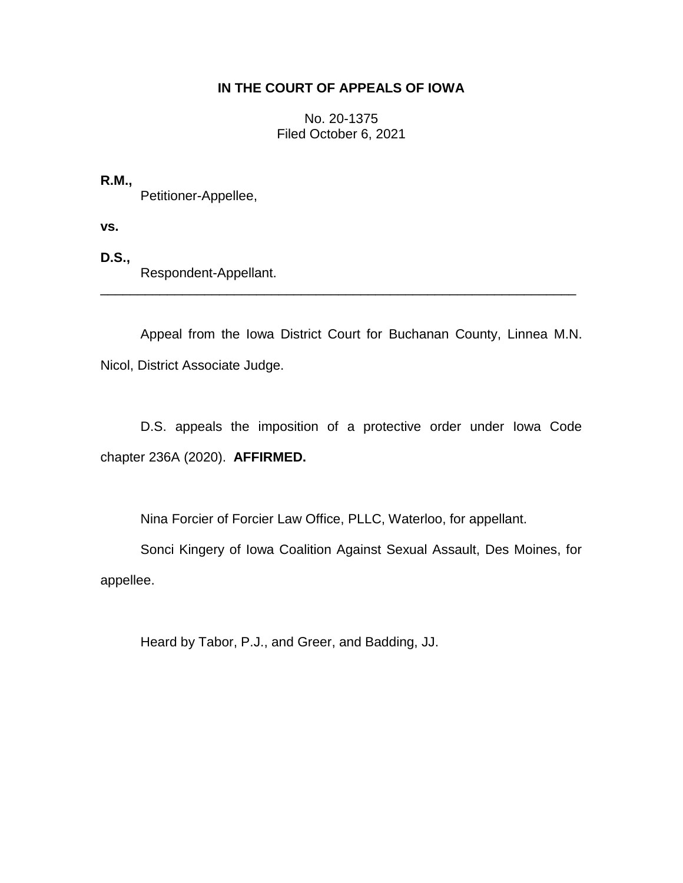**IN THE COURT OF APPEALS OF IOWA**

No. 20-1375
Filed October 6, 2021

**R.M.,**
Petitioner-Appellee,

**vs.**

**D.S.,**
Respondent-Appellant.

---

Appeal from the Iowa District Court for Buchanan County, Linnea M.N. Nicol, District Associate Judge.

D.S. appeals the imposition of a protective order under Iowa Code chapter 236A (2020). **AFFIRMED.**

Nina Forcier of Forcier Law Office, PLLC, Waterloo, for appellant.

Sonci Kingery of Iowa Coalition Against Sexual Assault, Des Moines, for appellee.

Heard by Tabor, P.J., and Greer, and Badding, JJ.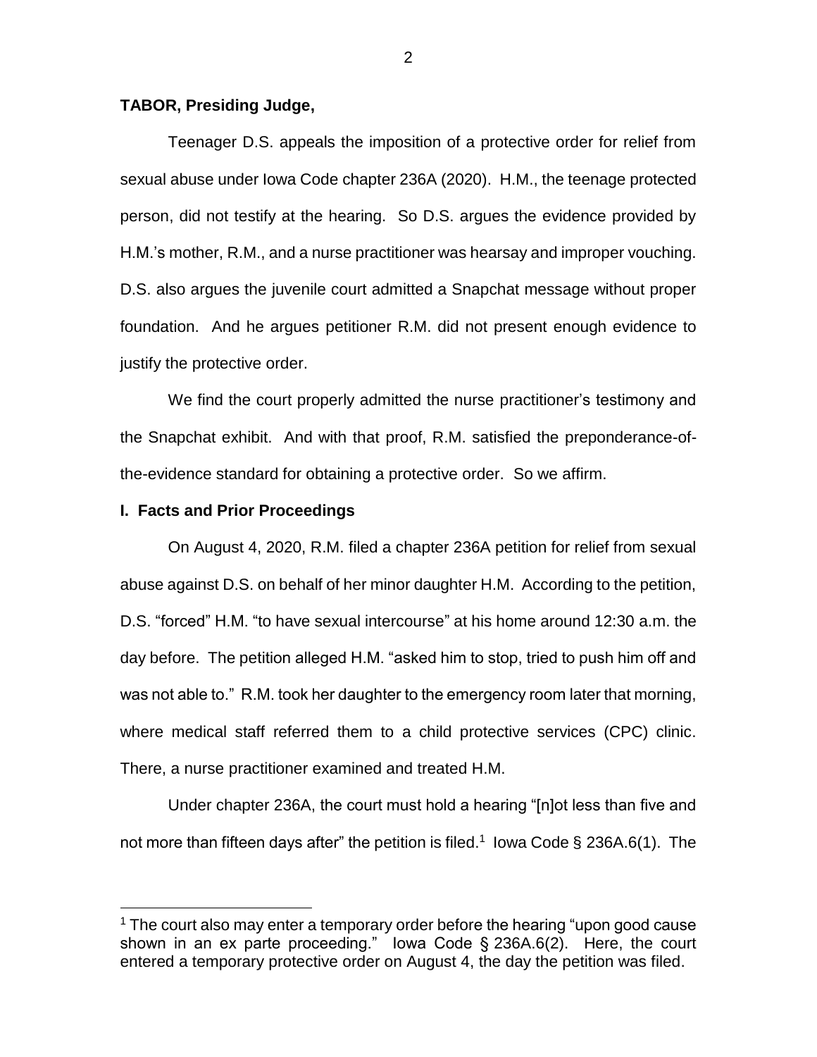**TABOR, Presiding Judge,**

Teenager D.S. appeals the imposition of a protective order for relief from sexual abuse under Iowa Code chapter 236A (2020). H.M., the teenage protected person, did not testify at the hearing. So D.S. argues the evidence provided by H.M.'s mother, R.M., and a nurse practitioner was hearsay and improper vouching. D.S. also argues the juvenile court admitted a Snapchat message without proper foundation. And he argues petitioner R.M. did not present enough evidence to justify the protective order.

We find the court properly admitted the nurse practitioner's testimony and the Snapchat exhibit. And with that proof, R.M. satisfied the preponderance-of-the-evidence standard for obtaining a protective order. So we affirm.

## I. Facts and Prior Proceedings

On August 4, 2020, R.M. filed a chapter 236A petition for relief from sexual abuse against D.S. on behalf of her minor daughter H.M. According to the petition, D.S. "forced" H.M. "to have sexual intercourse" at his home around 12:30 a.m. the day before. The petition alleged H.M. "asked him to stop, tried to push him off and was not able to." R.M. took her daughter to the emergency room later that morning, where medical staff referred them to a child protective services (CPC) clinic. There, a nurse practitioner examined and treated H.M.

Under chapter 236A, the court must hold a hearing "[n]ot less than five and not more than fifteen days after" the petition is filed.[1] Iowa Code § 236A.6(1). The

[1] The court also may enter a temporary order before the hearing "upon good cause shown in an ex parte proceeding." Iowa Code § 236A.6(2). Here, the court entered a temporary protective order on August 4, the day the petition was filed.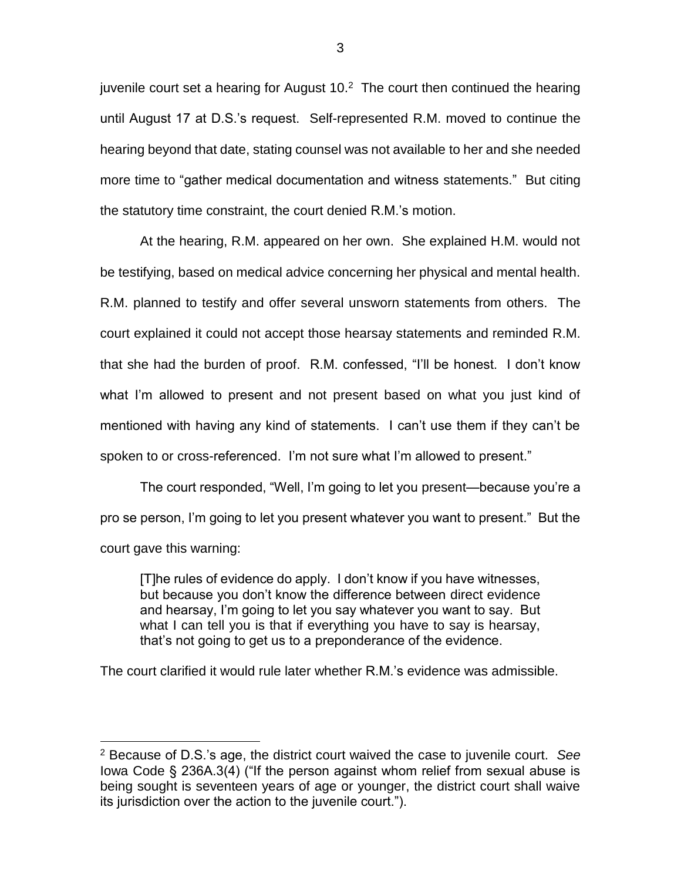juvenile court set a hearing for August 10.[2] The court then continued the hearing until August 17 at D.S.'s request. Self-represented R.M. moved to continue the hearing beyond that date, stating counsel was not available to her and she needed more time to "gather medical documentation and witness statements." But citing the statutory time constraint, the court denied R.M.'s motion.

At the hearing, R.M. appeared on her own. She explained H.M. would not be testifying, based on medical advice concerning her physical and mental health. R.M. planned to testify and offer several unsworn statements from others. The court explained it could not accept those hearsay statements and reminded R.M. that she had the burden of proof. R.M. confessed, "I'll be honest. I don't know what I'm allowed to present and not present based on what you just kind of mentioned with having any kind of statements. I can't use them if they can't be spoken to or cross-referenced. I'm not sure what I'm allowed to present."

The court responded, "Well, I'm going to let you present—because you're a pro se person, I'm going to let you present whatever you want to present." But the court gave this warning:

> [T]he rules of evidence do apply. I don't know if you have witnesses, but because you don't know the difference between direct evidence and hearsay, I'm going to let you say whatever you want to say. But what I can tell you is that if everything you have to say is hearsay, that's not going to get us to a preponderance of the evidence.

The court clarified it would rule later whether R.M.'s evidence was admissible.

---

[2] Because of D.S.'s age, the district court waived the case to juvenile court. *See* Iowa Code § 236A.3(4) ("If the person against whom relief from sexual abuse is being sought is seventeen years of age or younger, the district court shall waive its jurisdiction over the action to the juvenile court.").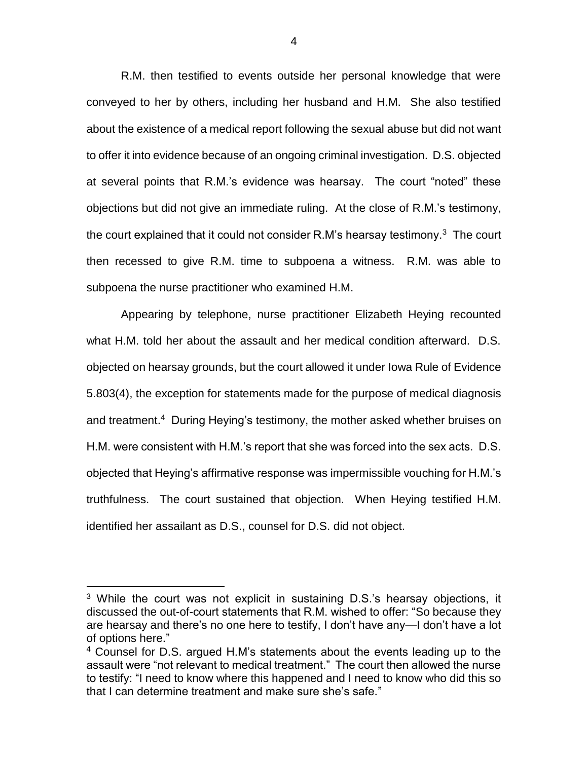R.M. then testified to events outside her personal knowledge that were conveyed to her by others, including her husband and H.M. She also testified about the existence of a medical report following the sexual abuse but did not want to offer it into evidence because of an ongoing criminal investigation. D.S. objected at several points that R.M.'s evidence was hearsay. The court "noted" these objections but did not give an immediate ruling. At the close of R.M.'s testimony, the court explained that it could not consider R.M's hearsay testimony.[3] The court then recessed to give R.M. time to subpoena a witness. R.M. was able to subpoena the nurse practitioner who examined H.M.

Appearing by telephone, nurse practitioner Elizabeth Heying recounted what H.M. told her about the assault and her medical condition afterward. D.S. objected on hearsay grounds, but the court allowed it under Iowa Rule of Evidence 5.803(4), the exception for statements made for the purpose of medical diagnosis and treatment.[4] During Heying's testimony, the mother asked whether bruises on H.M. were consistent with H.M.'s report that she was forced into the sex acts. D.S. objected that Heying's affirmative response was impermissible vouching for H.M.'s truthfulness. The court sustained that objection. When Heying testified H.M. identified her assailant as D.S., counsel for D.S. did not object.

[3] While the court was not explicit in sustaining D.S.'s hearsay objections, it discussed the out-of-court statements that R.M. wished to offer: "So because they are hearsay and there's no one here to testify, I don't have any—I don't have a lot of options here."

[4] Counsel for D.S. argued H.M's statements about the events leading up to the assault were "not relevant to medical treatment." The court then allowed the nurse to testify: "I need to know where this happened and I need to know who did this so that I can determine treatment and make sure she's safe."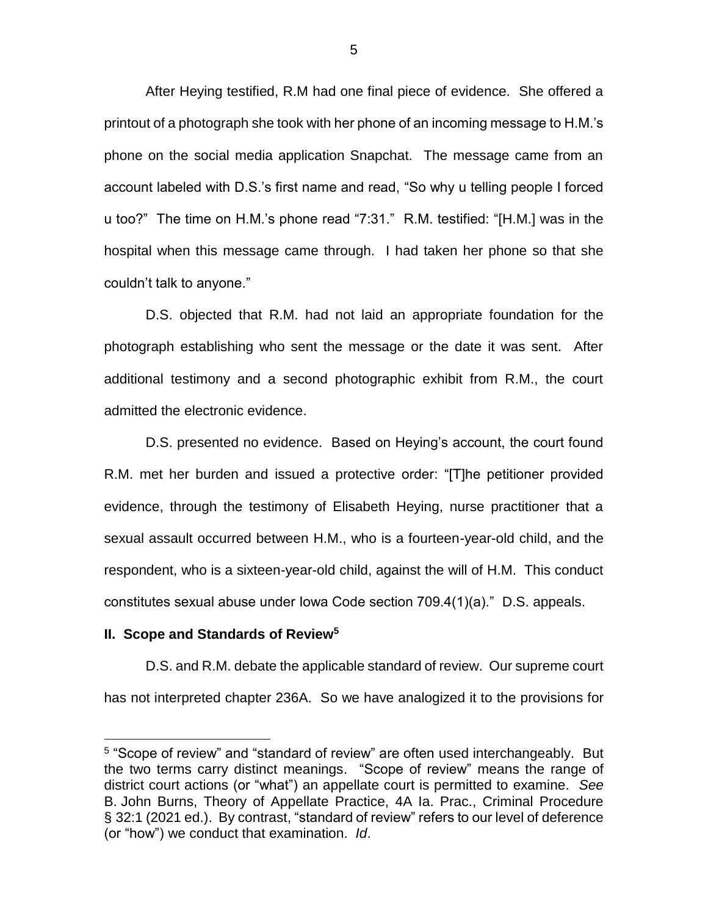After Heying testified, R.M had one final piece of evidence. She offered a printout of a photograph she took with her phone of an incoming message to H.M.'s phone on the social media application Snapchat. The message came from an account labeled with D.S.'s first name and read, "So why u telling people I forced u too?" The time on H.M.'s phone read "7:31." R.M. testified: "[H.M.] was in the hospital when this message came through. I had taken her phone so that she couldn't talk to anyone."

D.S. objected that R.M. had not laid an appropriate foundation for the photograph establishing who sent the message or the date it was sent. After additional testimony and a second photographic exhibit from R.M., the court admitted the electronic evidence.

D.S. presented no evidence. Based on Heying's account, the court found R.M. met her burden and issued a protective order: "[T]he petitioner provided evidence, through the testimony of Elisabeth Heying, nurse practitioner that a sexual assault occurred between H.M., who is a fourteen-year-old child, and the respondent, who is a sixteen-year-old child, against the will of H.M. This conduct constitutes sexual abuse under Iowa Code section 709.4(1)(a)." D.S. appeals.

## II. Scope and Standards of Review[5]

D.S. and R.M. debate the applicable standard of review. Our supreme court has not interpreted chapter 236A. So we have analogized it to the provisions for

---

[5] "Scope of review" and "standard of review" are often used interchangeably. But the two terms carry distinct meanings. "Scope of review" means the range of district court actions (or "what") an appellate court is permitted to examine. *See* B. John Burns, Theory of Appellate Practice, 4A Ia. Prac., Criminal Procedure § 32:1 (2021 ed.). By contrast, "standard of review" refers to our level of deference (or "how") we conduct that examination. *Id*.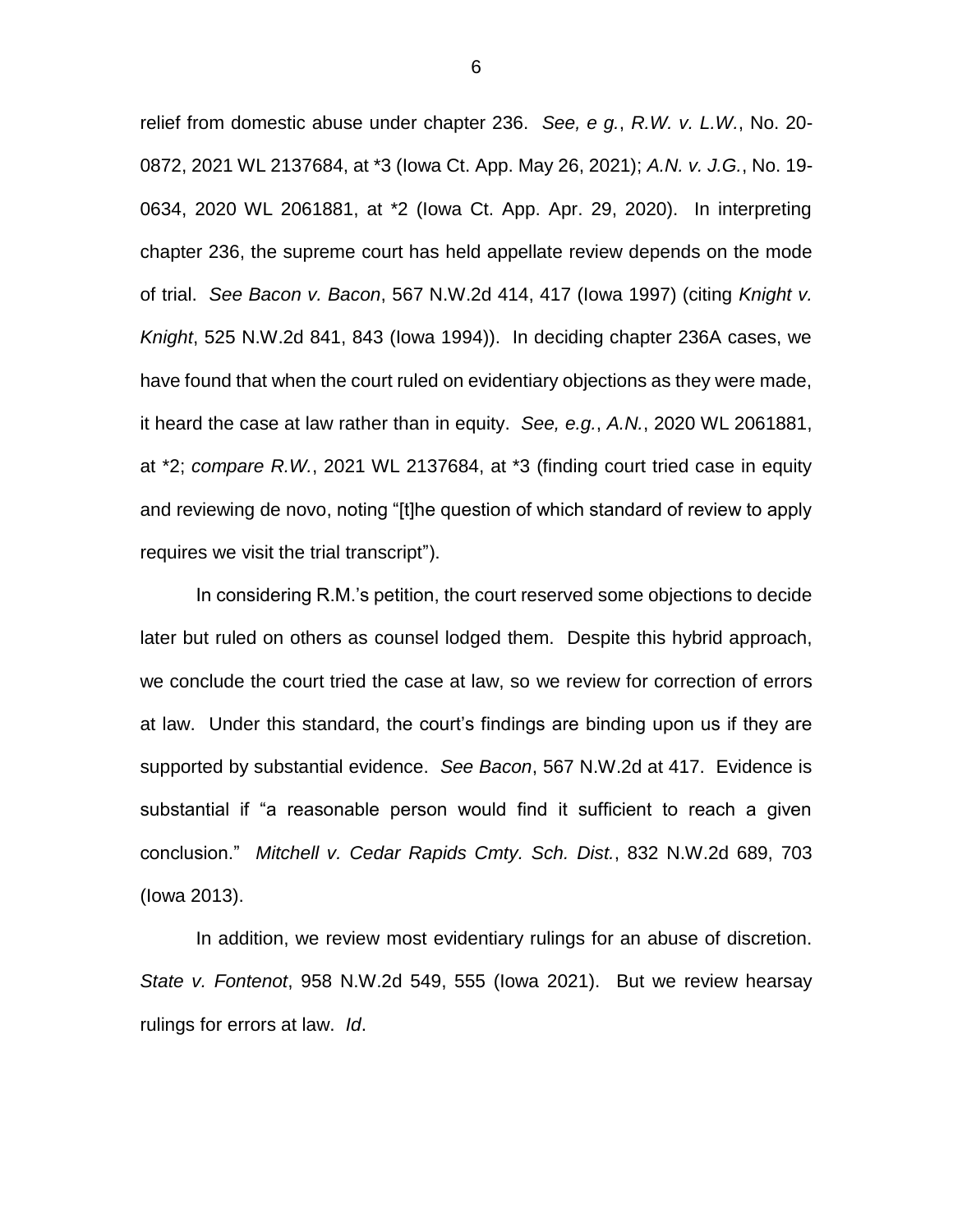relief from domestic abuse under chapter 236. *See, e g.*, *R.W. v. L.W.*, No. 20-0872, 2021 WL 2137684, at *3 (Iowa Ct. App. May 26, 2021); *A.N. v. J.G.*, No. 19-0634, 2020 WL 2061881, at *2 (Iowa Ct. App. Apr. 29, 2020). In interpreting chapter 236, the supreme court has held appellate review depends on the mode of trial. *See Bacon v. Bacon*, 567 N.W.2d 414, 417 (Iowa 1997) (citing *Knight v. Knight*, 525 N.W.2d 841, 843 (Iowa 1994)). In deciding chapter 236A cases, we have found that when the court ruled on evidentiary objections as they were made, it heard the case at law rather than in equity. *See, e.g.*, *A.N.*, 2020 WL 2061881, at *2; *compare R.W.*, 2021 WL 2137684, at *3 (finding court tried case in equity and reviewing de novo, noting "[t]he question of which standard of review to apply requires we visit the trial transcript").

In considering R.M.'s petition, the court reserved some objections to decide later but ruled on others as counsel lodged them. Despite this hybrid approach, we conclude the court tried the case at law, so we review for correction of errors at law. Under this standard, the court's findings are binding upon us if they are supported by substantial evidence. *See Bacon*, 567 N.W.2d at 417. Evidence is substantial if "a reasonable person would find it sufficient to reach a given conclusion." *Mitchell v. Cedar Rapids Cmty. Sch. Dist.*, 832 N.W.2d 689, 703 (Iowa 2013).

In addition, we review most evidentiary rulings for an abuse of discretion. *State v. Fontenot*, 958 N.W.2d 549, 555 (Iowa 2021). But we review hearsay rulings for errors at law. *Id*.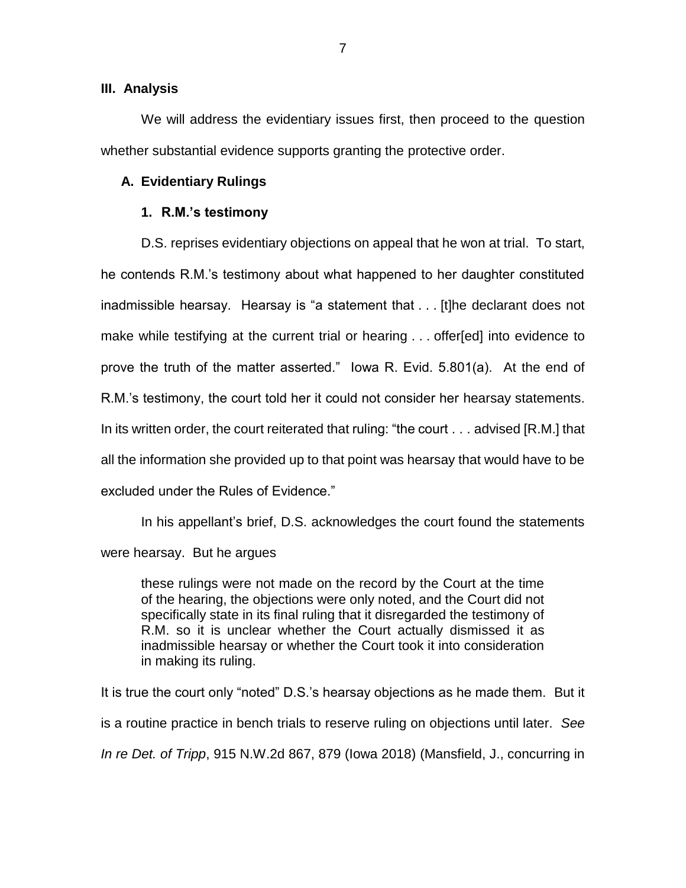## III. Analysis

We will address the evidentiary issues first, then proceed to the question whether substantial evidence supports granting the protective order.

### A. Evidentiary Rulings

#### 1. R.M.'s testimony

D.S. reprises evidentiary objections on appeal that he won at trial. To start, he contends R.M.'s testimony about what happened to her daughter constituted inadmissible hearsay. Hearsay is "a statement that . . . [t]he declarant does not make while testifying at the current trial or hearing . . . offer[ed] into evidence to prove the truth of the matter asserted." Iowa R. Evid. 5.801(a). At the end of R.M.'s testimony, the court told her it could not consider her hearsay statements. In its written order, the court reiterated that ruling: "the court . . . advised [R.M.] that all the information she provided up to that point was hearsay that would have to be excluded under the Rules of Evidence."

In his appellant's brief, D.S. acknowledges the court found the statements were hearsay. But he argues

> these rulings were not made on the record by the Court at the time of the hearing, the objections were only noted, and the Court did not specifically state in its final ruling that it disregarded the testimony of R.M. so it is unclear whether the Court actually dismissed it as inadmissible hearsay or whether the Court took it into consideration in making its ruling.

It is true the court only "noted" D.S.'s hearsay objections as he made them. But it is a routine practice in bench trials to reserve ruling on objections until later. *See In re Det. of Tripp*, 915 N.W.2d 867, 879 (Iowa 2018) (Mansfield, J., concurring in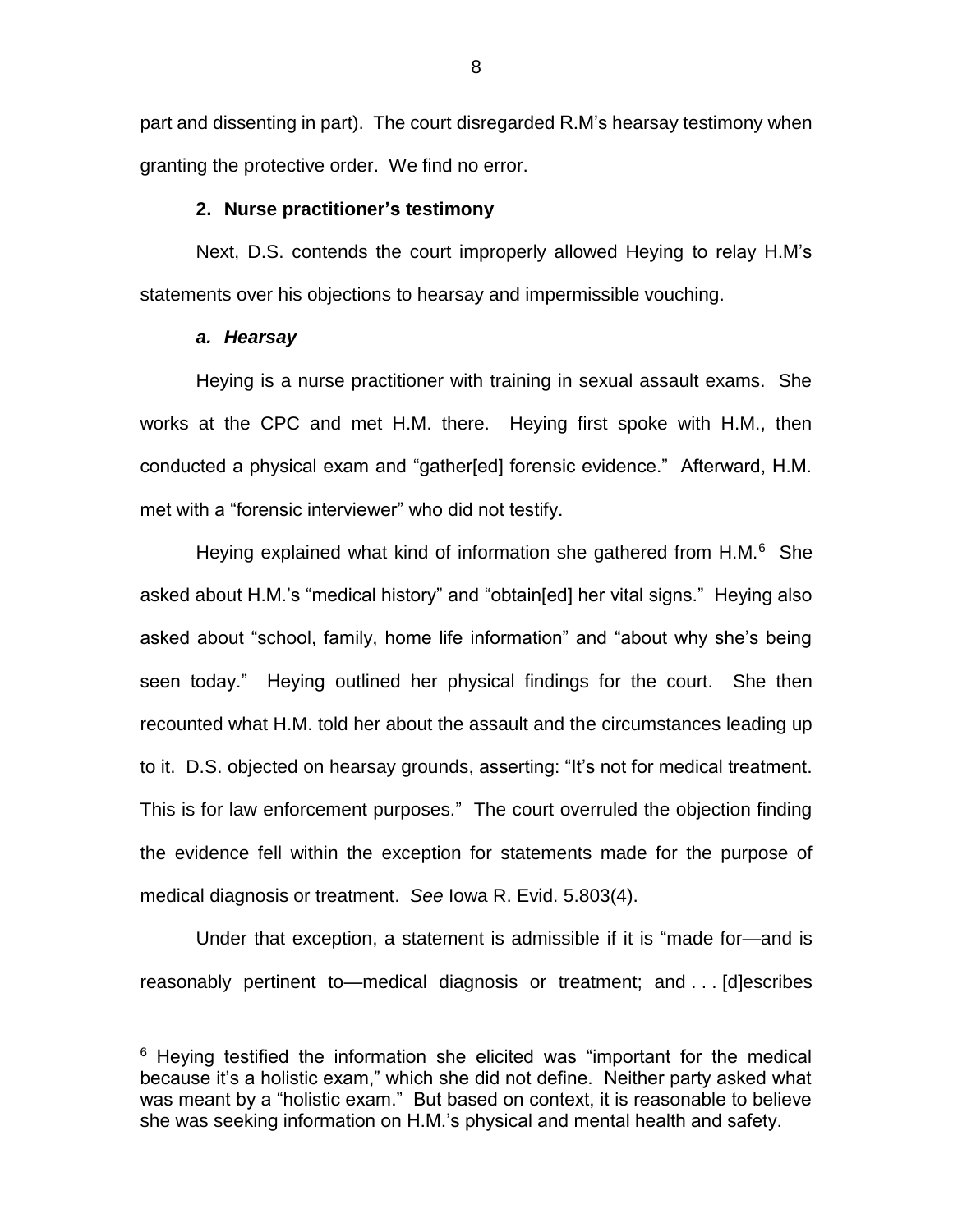part and dissenting in part). The court disregarded R.M's hearsay testimony when granting the protective order. We find no error.

### 2. Nurse practitioner's testimony

Next, D.S. contends the court improperly allowed Heying to relay H.M's statements over his objections to hearsay and impermissible vouching.

#### *a. Hearsay*

Heying is a nurse practitioner with training in sexual assault exams. She works at the CPC and met H.M. there. Heying first spoke with H.M., then conducted a physical exam and "gather[ed] forensic evidence." Afterward, H.M. met with a "forensic interviewer" who did not testify.

Heying explained what kind of information she gathered from H.M.[6] She asked about H.M.'s "medical history" and "obtain[ed] her vital signs." Heying also asked about "school, family, home life information" and "about why she's being seen today." Heying outlined her physical findings for the court. She then recounted what H.M. told her about the assault and the circumstances leading up to it. D.S. objected on hearsay grounds, asserting: "It's not for medical treatment. This is for law enforcement purposes." The court overruled the objection finding the evidence fell within the exception for statements made for the purpose of medical diagnosis or treatment. *See* Iowa R. Evid. 5.803(4).

Under that exception, a statement is admissible if it is "made for—and is reasonably pertinent to—medical diagnosis or treatment; and . . . [d]escribes

[6] Heying testified the information she elicited was "important for the medical because it's a holistic exam," which she did not define. Neither party asked what was meant by a "holistic exam." But based on context, it is reasonable to believe she was seeking information on H.M.'s physical and mental health and safety.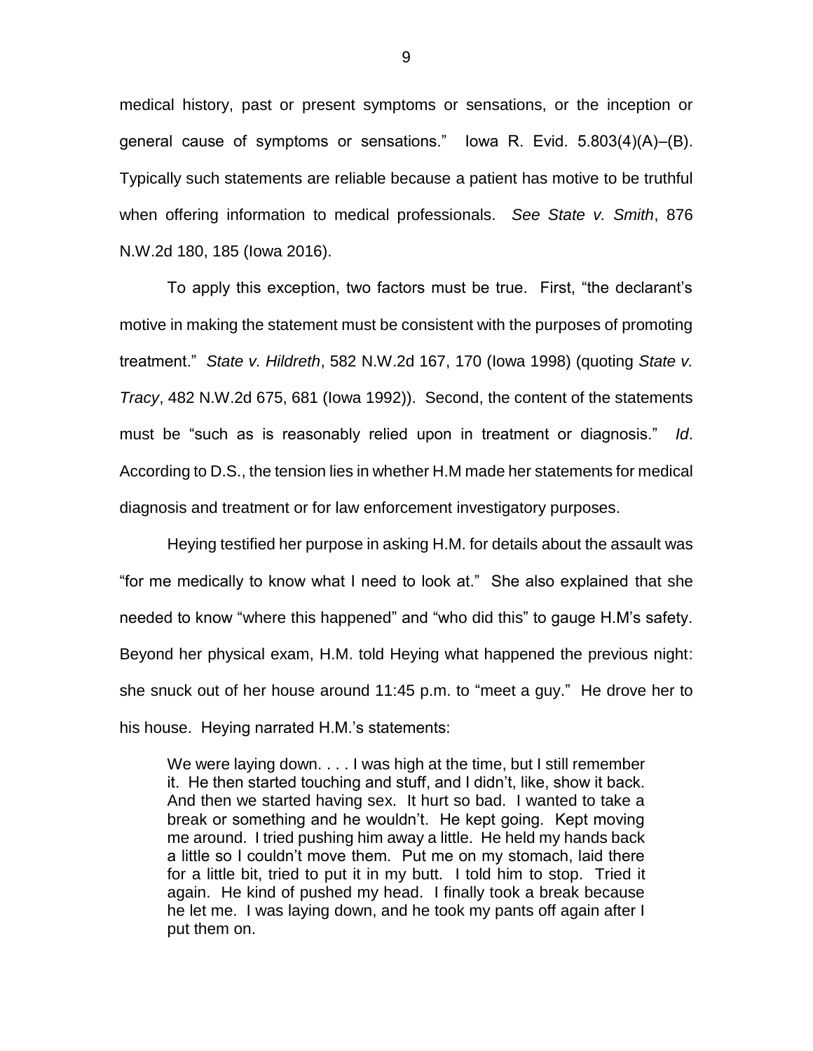medical history, past or present symptoms or sensations, or the inception or general cause of symptoms or sensations." Iowa R. Evid. 5.803(4)(A)–(B). Typically such statements are reliable because a patient has motive to be truthful when offering information to medical professionals. *See State v. Smith*, 876 N.W.2d 180, 185 (Iowa 2016).

To apply this exception, two factors must be true. First, "the declarant's motive in making the statement must be consistent with the purposes of promoting treatment." *State v. Hildreth*, 582 N.W.2d 167, 170 (Iowa 1998) (quoting *State v. Tracy*, 482 N.W.2d 675, 681 (Iowa 1992)). Second, the content of the statements must be "such as is reasonably relied upon in treatment or diagnosis." *Id*. According to D.S., the tension lies in whether H.M made her statements for medical diagnosis and treatment or for law enforcement investigatory purposes.

Heying testified her purpose in asking H.M. for details about the assault was "for me medically to know what I need to look at." She also explained that she needed to know "where this happened" and "who did this" to gauge H.M's safety. Beyond her physical exam, H.M. told Heying what happened the previous night: she snuck out of her house around 11:45 p.m. to "meet a guy." He drove her to his house. Heying narrated H.M.'s statements:

> We were laying down. . . . I was high at the time, but I still remember it. He then started touching and stuff, and I didn't, like, show it back. And then we started having sex. It hurt so bad. I wanted to take a break or something and he wouldn't. He kept going. Kept moving me around. I tried pushing him away a little. He held my hands back a little so I couldn't move them. Put me on my stomach, laid there for a little bit, tried to put it in my butt. I told him to stop. Tried it again. He kind of pushed my head. I finally took a break because he let me. I was laying down, and he took my pants off again after I put them on.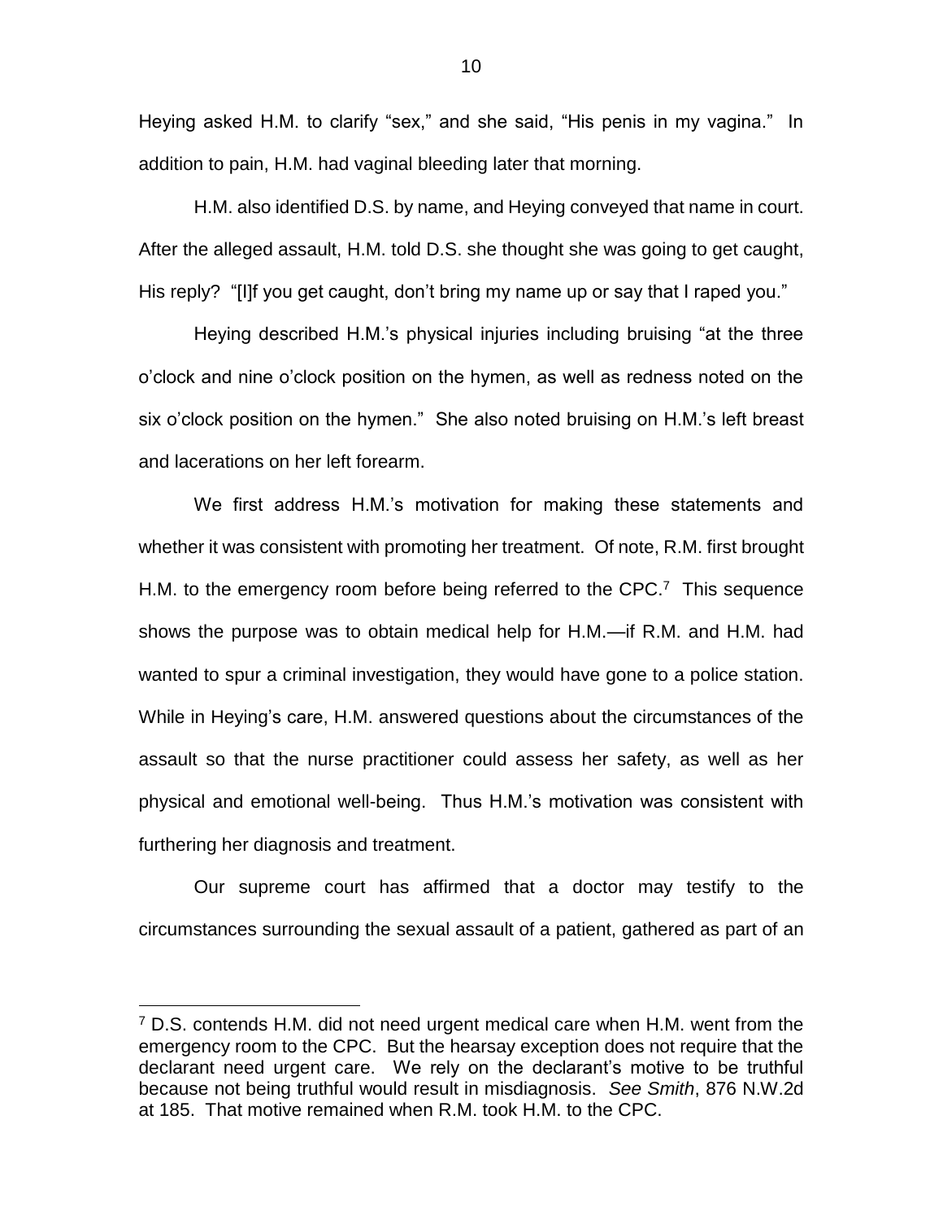Heying asked H.M. to clarify "sex," and she said, "His penis in my vagina." In addition to pain, H.M. had vaginal bleeding later that morning.

H.M. also identified D.S. by name, and Heying conveyed that name in court. After the alleged assault, H.M. told D.S. she thought she was going to get caught, His reply? "[I]f you get caught, don't bring my name up or say that I raped you."

Heying described H.M.'s physical injuries including bruising "at the three o'clock and nine o'clock position on the hymen, as well as redness noted on the six o'clock position on the hymen." She also noted bruising on H.M.'s left breast and lacerations on her left forearm.

We first address H.M.'s motivation for making these statements and whether it was consistent with promoting her treatment. Of note, R.M. first brought H.M. to the emergency room before being referred to the CPC.[7] This sequence shows the purpose was to obtain medical help for H.M.—if R.M. and H.M. had wanted to spur a criminal investigation, they would have gone to a police station. While in Heying's care, H.M. answered questions about the circumstances of the assault so that the nurse practitioner could assess her safety, as well as her physical and emotional well-being. Thus H.M.'s motivation was consistent with furthering her diagnosis and treatment.

Our supreme court has affirmed that a doctor may testify to the circumstances surrounding the sexual assault of a patient, gathered as part of an

[7] D.S. contends H.M. did not need urgent medical care when H.M. went from the emergency room to the CPC. But the hearsay exception does not require that the declarant need urgent care. We rely on the declarant's motive to be truthful because not being truthful would result in misdiagnosis. *See Smith*, 876 N.W.2d at 185. That motive remained when R.M. took H.M. to the CPC.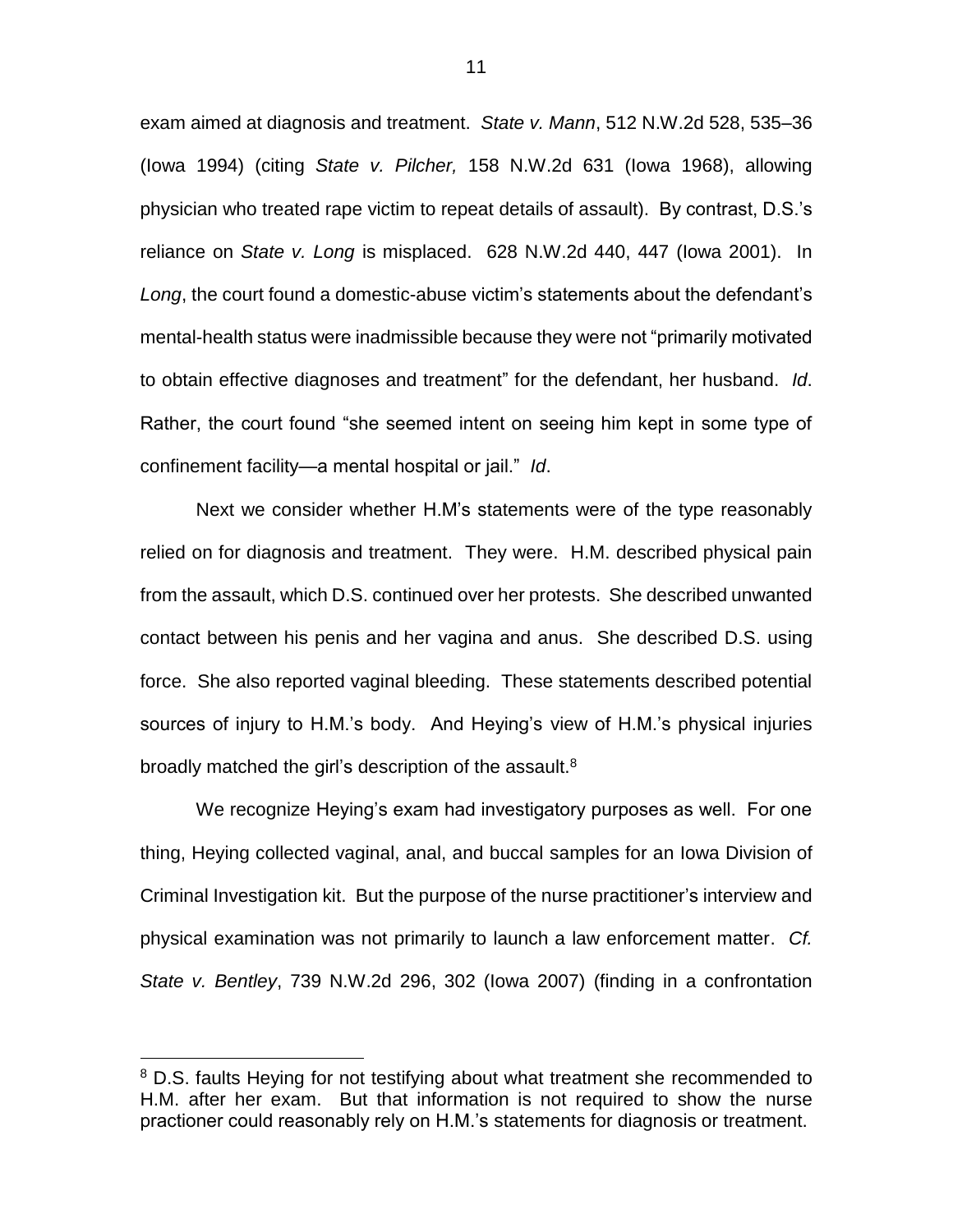exam aimed at diagnosis and treatment. *State v. Mann*, 512 N.W.2d 528, 535–36 (Iowa 1994) (citing *State v. Pilcher,* 158 N.W.2d 631 (Iowa 1968), allowing physician who treated rape victim to repeat details of assault). By contrast, D.S.'s reliance on *State v. Long* is misplaced. 628 N.W.2d 440, 447 (Iowa 2001). In *Long*, the court found a domestic-abuse victim's statements about the defendant's mental-health status were inadmissible because they were not "primarily motivated to obtain effective diagnoses and treatment" for the defendant, her husband. *Id*. Rather, the court found "she seemed intent on seeing him kept in some type of confinement facility—a mental hospital or jail." *Id*.

Next we consider whether H.M's statements were of the type reasonably relied on for diagnosis and treatment. They were. H.M. described physical pain from the assault, which D.S. continued over her protests. She described unwanted contact between his penis and her vagina and anus. She described D.S. using force. She also reported vaginal bleeding. These statements described potential sources of injury to H.M.'s body. And Heying's view of H.M.'s physical injuries broadly matched the girl's description of the assault.[8]

We recognize Heying's exam had investigatory purposes as well. For one thing, Heying collected vaginal, anal, and buccal samples for an Iowa Division of Criminal Investigation kit. But the purpose of the nurse practitioner's interview and physical examination was not primarily to launch a law enforcement matter. *Cf. State v. Bentley*, 739 N.W.2d 296, 302 (Iowa 2007) (finding in a confrontation

[8] D.S. faults Heying for not testifying about what treatment she recommended to H.M. after her exam. But that information is not required to show the nurse practioner could reasonably rely on H.M.'s statements for diagnosis or treatment.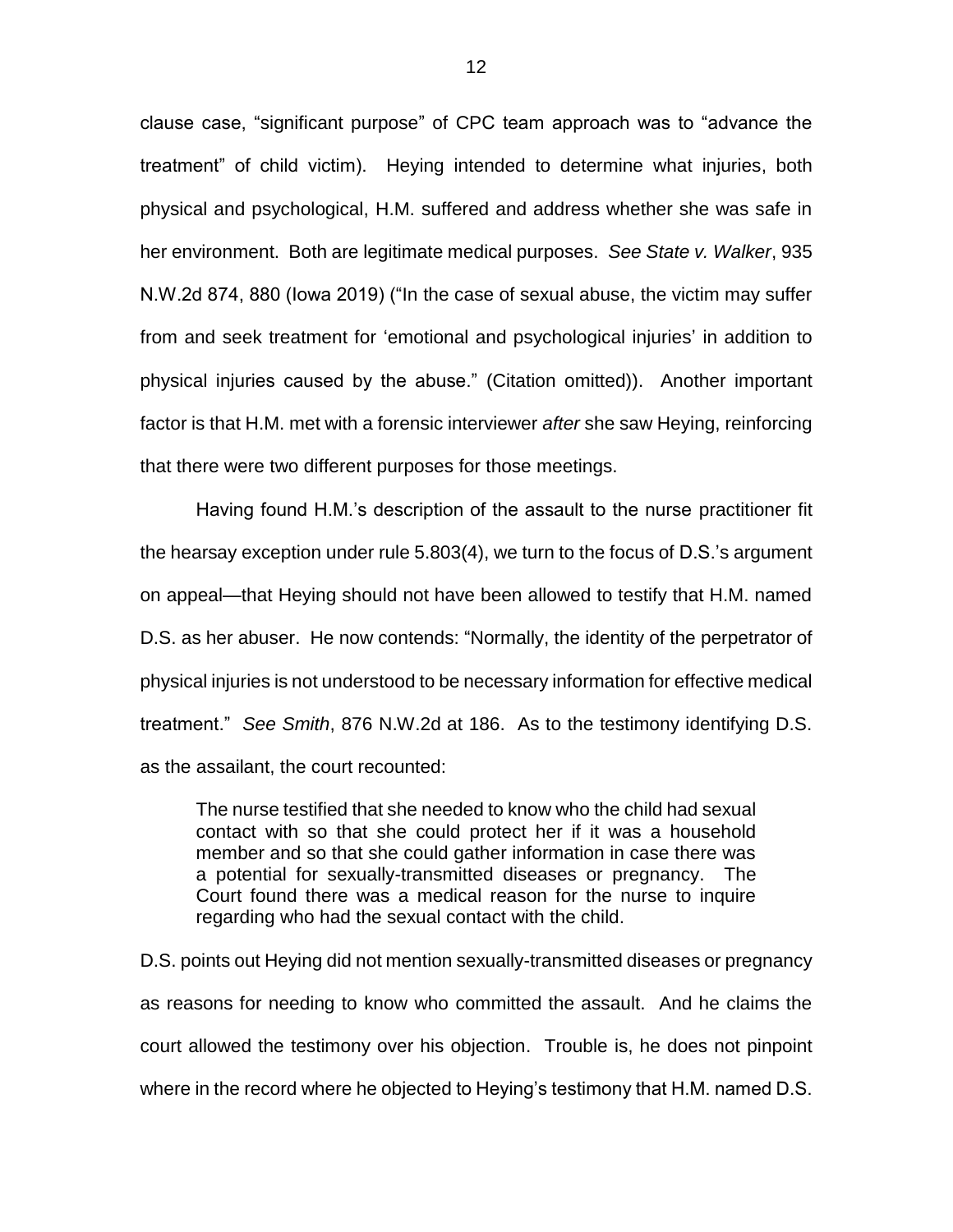clause case, "significant purpose" of CPC team approach was to "advance the treatment" of child victim). Heying intended to determine what injuries, both physical and psychological, H.M. suffered and address whether she was safe in her environment. Both are legitimate medical purposes. *See State v. Walker*, 935 N.W.2d 874, 880 (Iowa 2019) ("In the case of sexual abuse, the victim may suffer from and seek treatment for 'emotional and psychological injuries' in addition to physical injuries caused by the abuse." (Citation omitted)). Another important factor is that H.M. met with a forensic interviewer *after* she saw Heying, reinforcing that there were two different purposes for those meetings.

Having found H.M.'s description of the assault to the nurse practitioner fit the hearsay exception under rule 5.803(4), we turn to the focus of D.S.'s argument on appeal—that Heying should not have been allowed to testify that H.M. named D.S. as her abuser. He now contends: "Normally, the identity of the perpetrator of physical injuries is not understood to be necessary information for effective medical treatment." *See Smith*, 876 N.W.2d at 186. As to the testimony identifying D.S. as the assailant, the court recounted:

> The nurse testified that she needed to know who the child had sexual contact with so that she could protect her if it was a household member and so that she could gather information in case there was a potential for sexually-transmitted diseases or pregnancy. The Court found there was a medical reason for the nurse to inquire regarding who had the sexual contact with the child.

D.S. points out Heying did not mention sexually-transmitted diseases or pregnancy as reasons for needing to know who committed the assault. And he claims the court allowed the testimony over his objection. Trouble is, he does not pinpoint where in the record where he objected to Heying's testimony that H.M. named D.S.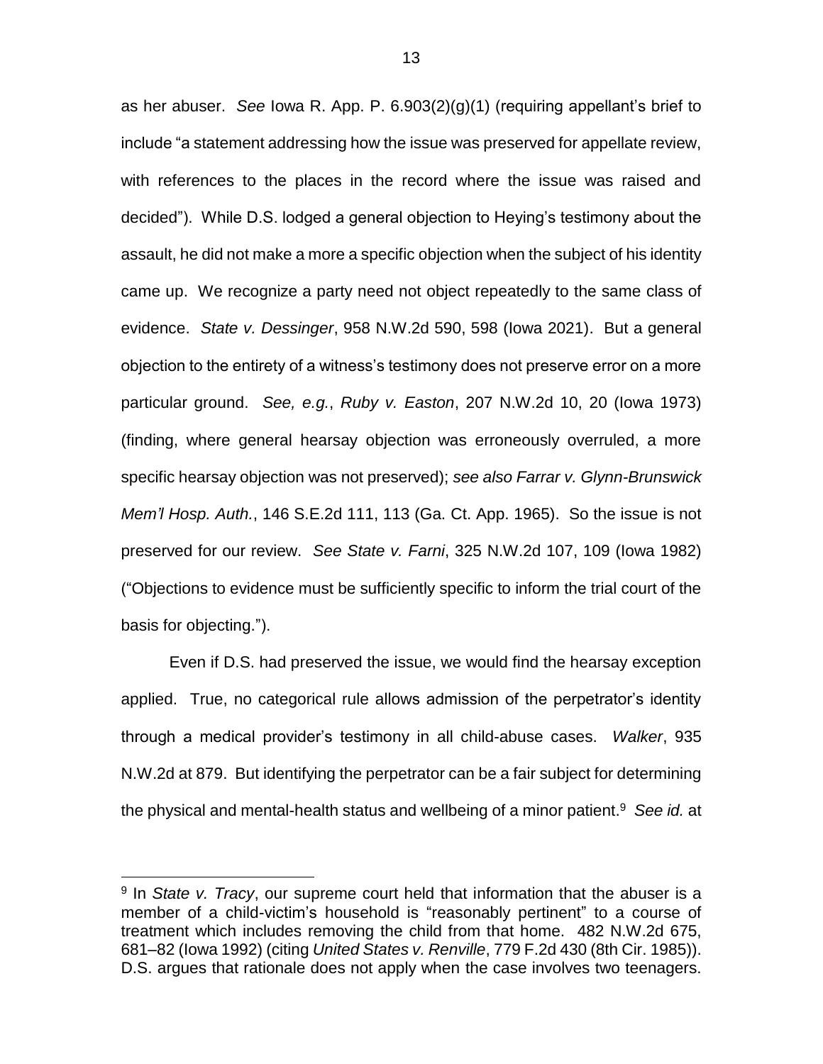as her abuser. *See* Iowa R. App. P. 6.903(2)(g)(1) (requiring appellant's brief to include "a statement addressing how the issue was preserved for appellate review, with references to the places in the record where the issue was raised and decided"). While D.S. lodged a general objection to Heying's testimony about the assault, he did not make a more a specific objection when the subject of his identity came up. We recognize a party need not object repeatedly to the same class of evidence. *State v. Dessinger*, 958 N.W.2d 590, 598 (Iowa 2021). But a general objection to the entirety of a witness's testimony does not preserve error on a more particular ground. *See, e.g.*, *Ruby v. Easton*, 207 N.W.2d 10, 20 (Iowa 1973) (finding, where general hearsay objection was erroneously overruled, a more specific hearsay objection was not preserved); *see also Farrar v. Glynn-Brunswick Mem'l Hosp. Auth.*, 146 S.E.2d 111, 113 (Ga. Ct. App. 1965). So the issue is not preserved for our review. *See State v. Farni*, 325 N.W.2d 107, 109 (Iowa 1982) ("Objections to evidence must be sufficiently specific to inform the trial court of the basis for objecting.").

Even if D.S. had preserved the issue, we would find the hearsay exception applied. True, no categorical rule allows admission of the perpetrator's identity through a medical provider's testimony in all child-abuse cases. *Walker*, 935 N.W.2d at 879. But identifying the perpetrator can be a fair subject for determining the physical and mental-health status and wellbeing of a minor patient.[9] *See id.* at

---

[9] In *State v. Tracy*, our supreme court held that information that the abuser is a member of a child-victim's household is "reasonably pertinent" to a course of treatment which includes removing the child from that home. 482 N.W.2d 675, 681–82 (Iowa 1992) (citing *United States v. Renville*, 779 F.2d 430 (8th Cir. 1985)). D.S. argues that rationale does not apply when the case involves two teenagers.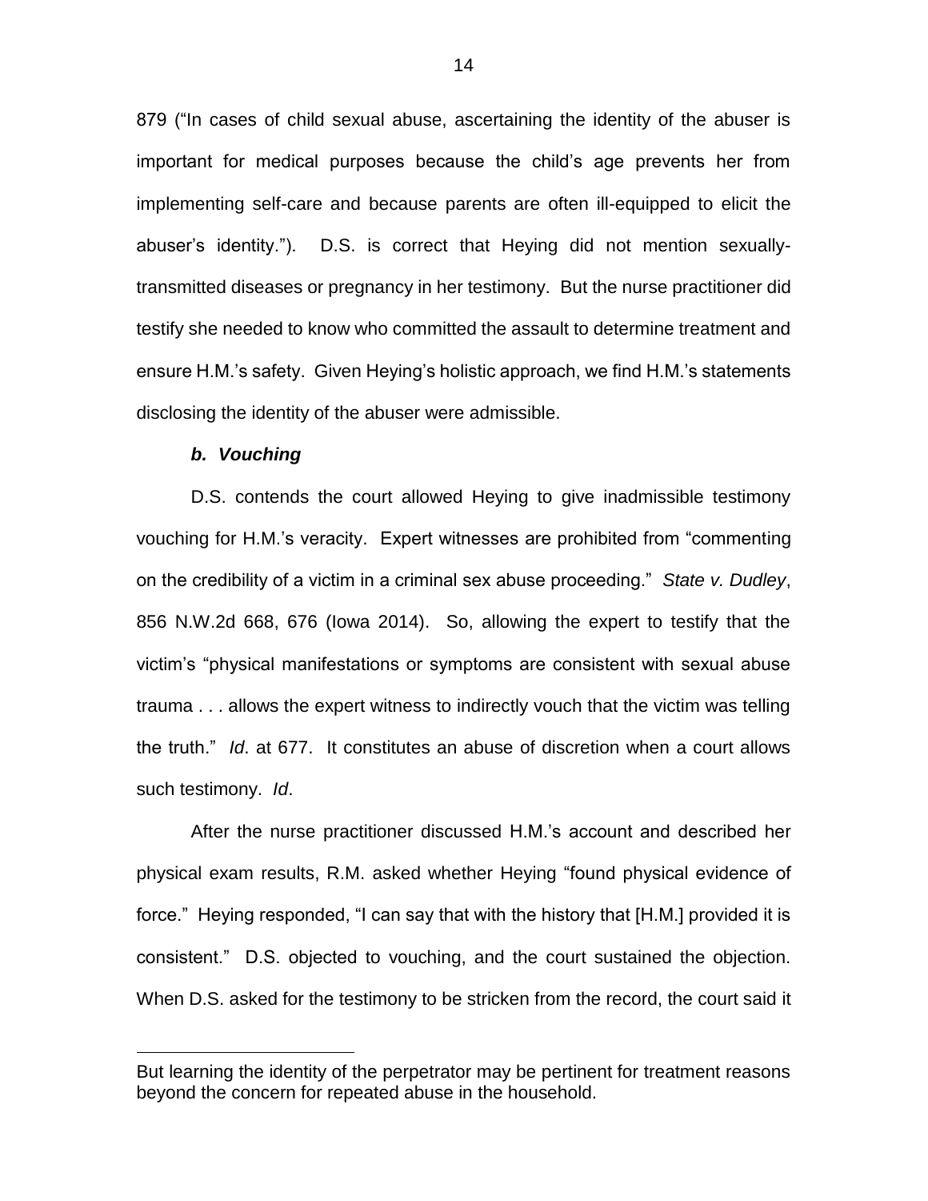879 ("In cases of child sexual abuse, ascertaining the identity of the abuser is important for medical purposes because the child's age prevents her from implementing self-care and because parents are often ill-equipped to elicit the abuser's identity."). D.S. is correct that Heying did not mention sexually-transmitted diseases or pregnancy in her testimony. But the nurse practitioner did testify she needed to know who committed the assault to determine treatment and ensure H.M.'s safety. Given Heying's holistic approach, we find H.M.'s statements disclosing the identity of the abuser were admissible.

### *b. Vouching*

D.S. contends the court allowed Heying to give inadmissible testimony vouching for H.M.'s veracity. Expert witnesses are prohibited from "commenting on the credibility of a victim in a criminal sex abuse proceeding." *State v. Dudley*, 856 N.W.2d 668, 676 (Iowa 2014). So, allowing the expert to testify that the victim's "physical manifestations or symptoms are consistent with sexual abuse trauma . . . allows the expert witness to indirectly vouch that the victim was telling the truth." *Id*. at 677. It constitutes an abuse of discretion when a court allows such testimony. *Id*.

After the nurse practitioner discussed H.M.'s account and described her physical exam results, R.M. asked whether Heying "found physical evidence of force." Heying responded, "I can say that with the history that [H.M.] provided it is consistent." D.S. objected to vouching, and the court sustained the objection. When D.S. asked for the testimony to be stricken from the record, the court said it

---

But learning the identity of the perpetrator may be pertinent for treatment reasons beyond the concern for repeated abuse in the household.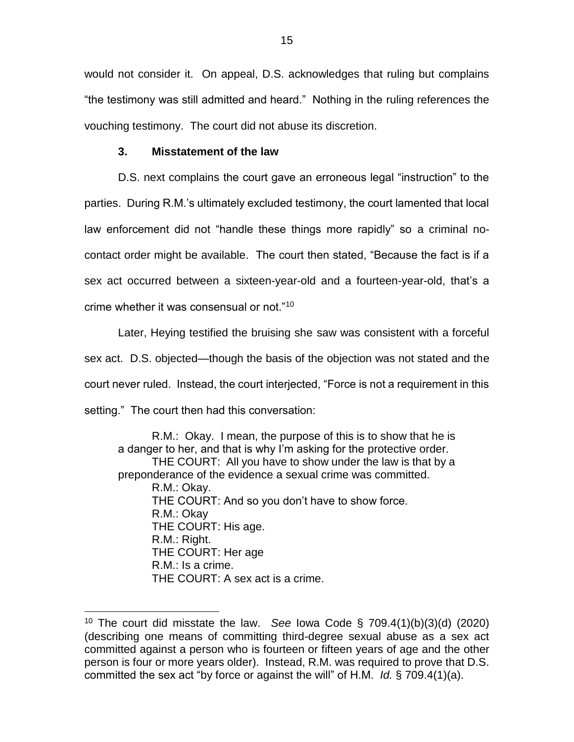would not consider it. On appeal, D.S. acknowledges that ruling but complains "the testimony was still admitted and heard." Nothing in the ruling references the vouching testimony. The court did not abuse its discretion.

### 3. Misstatement of the law

D.S. next complains the court gave an erroneous legal "instruction" to the parties. During R.M.'s ultimately excluded testimony, the court lamented that local law enforcement did not "handle these things more rapidly" so a criminal no-contact order might be available. The court then stated, "Because the fact is if a sex act occurred between a sixteen-year-old and a fourteen-year-old, that's a crime whether it was consensual or not."[10]

Later, Heying testified the bruising she saw was consistent with a forceful sex act. D.S. objected—though the basis of the objection was not stated and the court never ruled. Instead, the court interjected, "Force is not a requirement in this setting." The court then had this conversation:

> R.M.: Okay. I mean, the purpose of this is to show that he is a danger to her, and that is why I'm asking for the protective order.
> THE COURT: All you have to show under the law is that by a preponderance of the evidence a sexual crime was committed.
> R.M.: Okay.
> THE COURT: And so you don't have to show force.
> R.M.: Okay
> THE COURT: His age.
> R.M.: Right.
> THE COURT: Her age
> R.M.: Is a crime.
> THE COURT: A sex act is a crime.

[10] The court did misstate the law. *See* Iowa Code § 709.4(1)(b)(3)(d) (2020) (describing one means of committing third-degree sexual abuse as a sex act committed against a person who is fourteen or fifteen years of age and the other person is four or more years older). Instead, R.M. was required to prove that D.S. committed the sex act "by force or against the will" of H.M. *Id.* § 709.4(1)(a).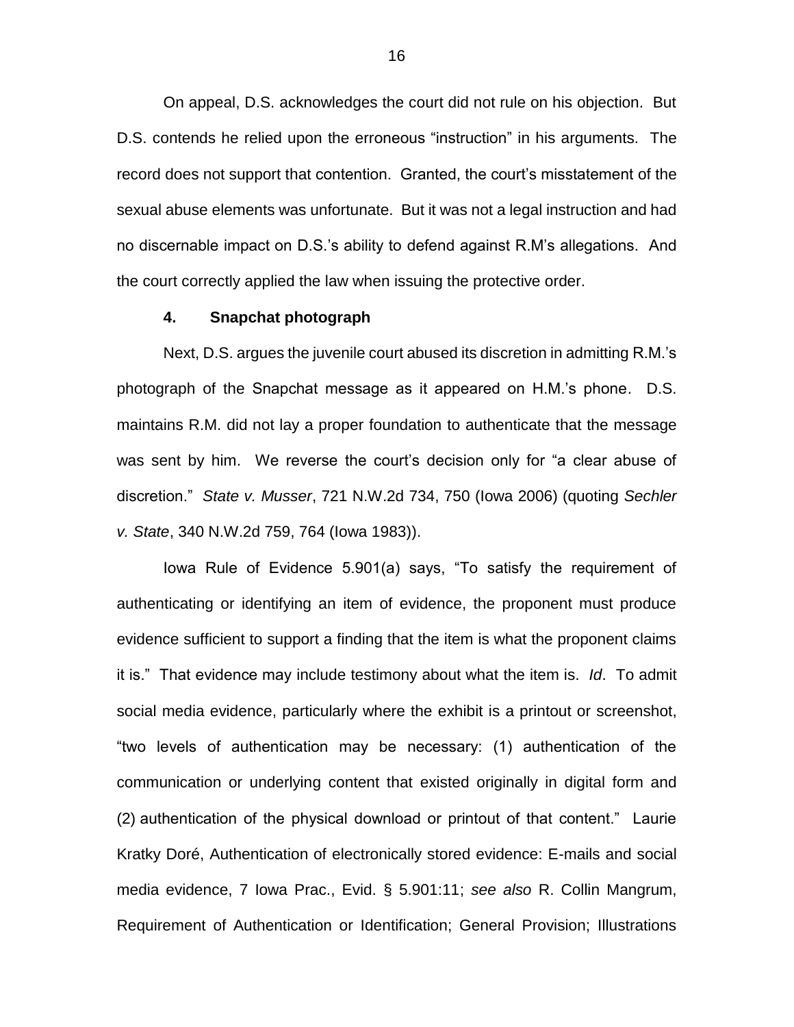On appeal, D.S. acknowledges the court did not rule on his objection. But D.S. contends he relied upon the erroneous "instruction" in his arguments. The record does not support that contention. Granted, the court's misstatement of the sexual abuse elements was unfortunate. But it was not a legal instruction and had no discernable impact on D.S.'s ability to defend against R.M's allegations. And the court correctly applied the law when issuing the protective order.

### 4. Snapchat photograph

Next, D.S. argues the juvenile court abused its discretion in admitting R.M.'s photograph of the Snapchat message as it appeared on H.M.'s phone. D.S. maintains R.M. did not lay a proper foundation to authenticate that the message was sent by him. We reverse the court's decision only for "a clear abuse of discretion." *State v. Musser*, 721 N.W.2d 734, 750 (Iowa 2006) (quoting *Sechler v. State*, 340 N.W.2d 759, 764 (Iowa 1983)).

Iowa Rule of Evidence 5.901(a) says, "To satisfy the requirement of authenticating or identifying an item of evidence, the proponent must produce evidence sufficient to support a finding that the item is what the proponent claims it is." That evidence may include testimony about what the item is. *Id*. To admit social media evidence, particularly where the exhibit is a printout or screenshot, "two levels of authentication may be necessary: (1) authentication of the communication or underlying content that existed originally in digital form and (2) authentication of the physical download or printout of that content." Laurie Kratky Doré, Authentication of electronically stored evidence: E-mails and social media evidence, 7 Iowa Prac., Evid. § 5.901:11; *see also* R. Collin Mangrum, Requirement of Authentication or Identification; General Provision; Illustrations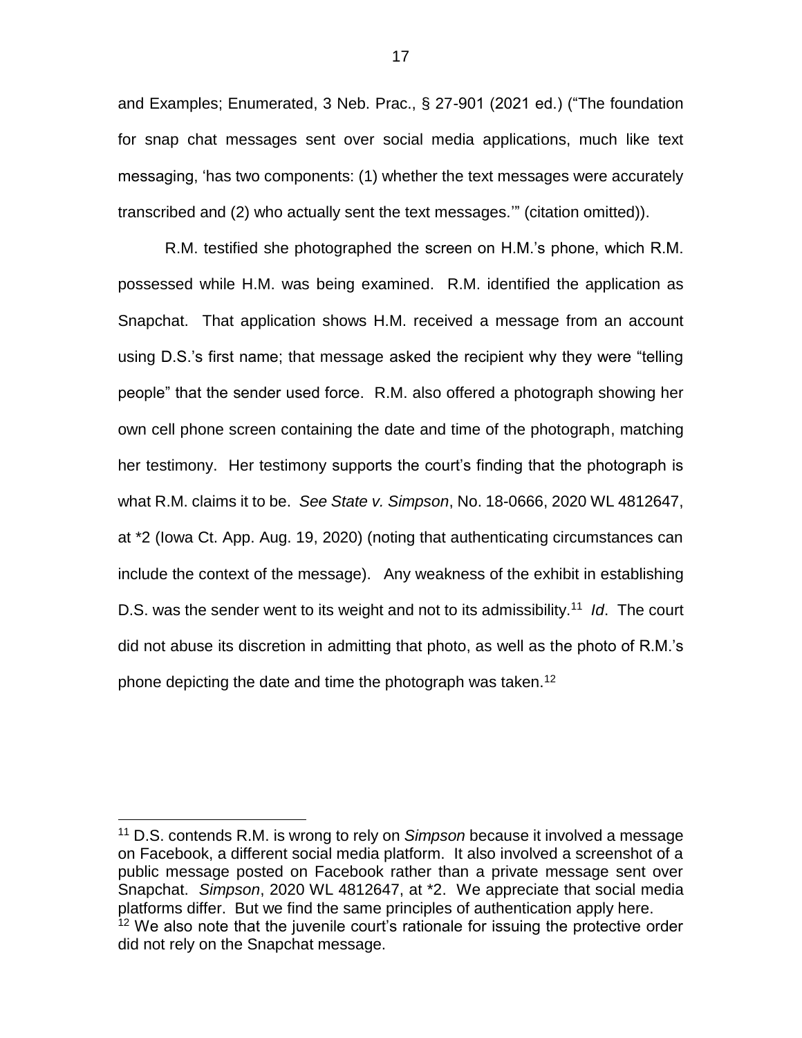and Examples; Enumerated, 3 Neb. Prac., § 27-901 (2021 ed.) ("The foundation for snap chat messages sent over social media applications, much like text messaging, 'has two components: (1) whether the text messages were accurately transcribed and (2) who actually sent the text messages.'" (citation omitted)).

R.M. testified she photographed the screen on H.M.'s phone, which R.M. possessed while H.M. was being examined. R.M. identified the application as Snapchat. That application shows H.M. received a message from an account using D.S.'s first name; that message asked the recipient why they were "telling people" that the sender used force. R.M. also offered a photograph showing her own cell phone screen containing the date and time of the photograph, matching her testimony. Her testimony supports the court's finding that the photograph is what R.M. claims it to be. *See State v. Simpson*, No. 18-0666, 2020 WL 4812647, at \*2 (Iowa Ct. App. Aug. 19, 2020) (noting that authenticating circumstances can include the context of the message). Any weakness of the exhibit in establishing D.S. was the sender went to its weight and not to its admissibility.[11] *Id*. The court did not abuse its discretion in admitting that photo, as well as the photo of R.M.'s phone depicting the date and time the photograph was taken.[12]

---

[11] D.S. contends R.M. is wrong to rely on *Simpson* because it involved a message on Facebook, a different social media platform. It also involved a screenshot of a public message posted on Facebook rather than a private message sent over Snapchat. *Simpson*, 2020 WL 4812647, at \*2. We appreciate that social media platforms differ. But we find the same principles of authentication apply here.

[12] We also note that the juvenile court's rationale for issuing the protective order did not rely on the Snapchat message.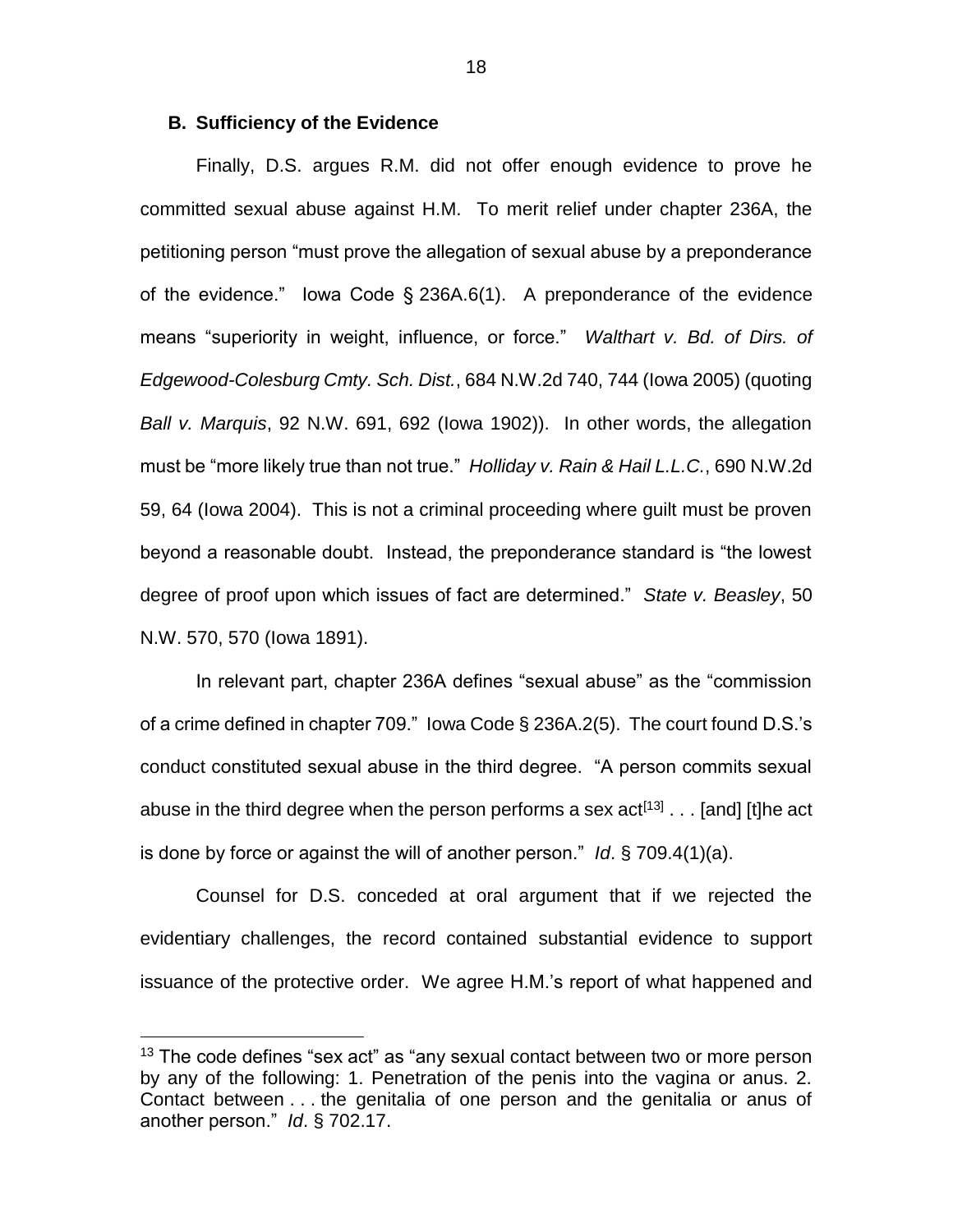### B. Sufficiency of the Evidence

Finally, D.S. argues R.M. did not offer enough evidence to prove he committed sexual abuse against H.M. To merit relief under chapter 236A, the petitioning person "must prove the allegation of sexual abuse by a preponderance of the evidence." Iowa Code § 236A.6(1). A preponderance of the evidence means "superiority in weight, influence, or force." *Walthart v. Bd. of Dirs. of Edgewood-Colesburg Cmty. Sch. Dist.*, 684 N.W.2d 740, 744 (Iowa 2005) (quoting *Ball v. Marquis*, 92 N.W. 691, 692 (Iowa 1902)). In other words, the allegation must be "more likely true than not true." *Holliday v. Rain & Hail L.L.C.*, 690 N.W.2d 59, 64 (Iowa 2004). This is not a criminal proceeding where guilt must be proven beyond a reasonable doubt. Instead, the preponderance standard is "the lowest degree of proof upon which issues of fact are determined." *State v. Beasley*, 50 N.W. 570, 570 (Iowa 1891).

In relevant part, chapter 236A defines "sexual abuse" as the "commission of a crime defined in chapter 709." Iowa Code § 236A.2(5). The court found D.S.'s conduct constituted sexual abuse in the third degree. "A person commits sexual abuse in the third degree when the person performs a sex act[13] . . . [and] [t]he act is done by force or against the will of another person." *Id*. § 709.4(1)(a).

Counsel for D.S. conceded at oral argument that if we rejected the evidentiary challenges, the record contained substantial evidence to support issuance of the protective order. We agree H.M.'s report of what happened and

---

[13] The code defines "sex act" as "any sexual contact between two or more person by any of the following: 1. Penetration of the penis into the vagina or anus. 2. Contact between . . . the genitalia of one person and the genitalia or anus of another person." *Id*. § 702.17.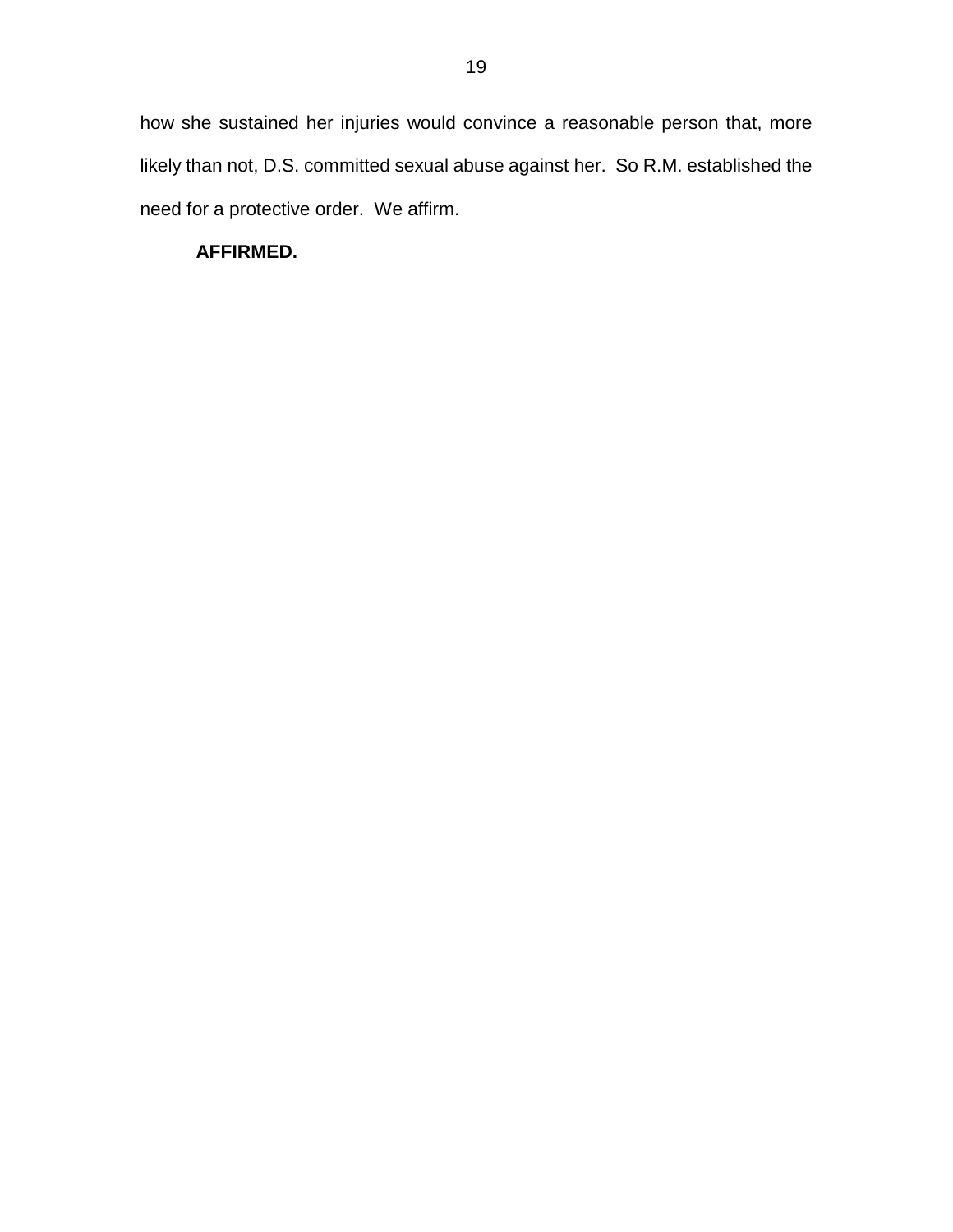how she sustained her injuries would convince a reasonable person that, more likely than not, D.S. committed sexual abuse against her. So R.M. established the need for a protective order. We affirm.

**AFFIRMED.**